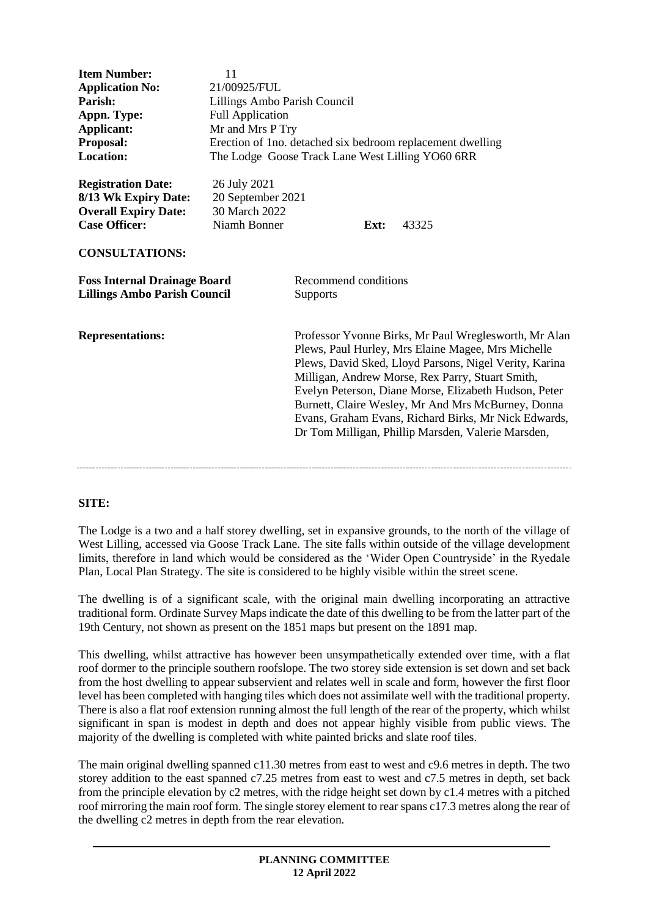| | |
|---|---|
| **Item Number:** | 11 |
| **Application No:** | 21/00925/FUL |
| **Parish:** | Lillings Ambo Parish Council |
| **Appn. Type:** | Full Application |
| **Applicant:** | Mr and Mrs P Try |
| **Proposal:** | Erection of 1no. detached six bedroom replacement dwelling |
| **Location:** | The Lodge Goose Track Lane West Lilling YO60 6RR |

| | | | |
|---|---|---|---|
| **Registration Date:** | 26 July 2021 | | |
| **8/13 Wk Expiry Date:** | 20 September 2021 | | |
| **Overall Expiry Date:** | 30 March 2022 | | |
| **Case Officer:** | Niamh Bonner | **Ext:** | 43325 |

**CONSULTATIONS:**

| | |
|---|---|
| **Foss Internal Drainage Board** | Recommend conditions |
| **Lillings Ambo Parish Council** | Supports |

**Representations:** Professor Yvonne Birks, Mr Paul Wreglesworth, Mr Alan Plews, Paul Hurley, Mrs Elaine Magee, Mrs Michelle Plews, David Sked, Lloyd Parsons, Nigel Verity, Karina Milligan, Andrew Morse, Rex Parry, Stuart Smith, Evelyn Peterson, Diane Morse, Elizabeth Hudson, Peter Burnett, Claire Wesley, Mr And Mrs McBurney, Donna Evans, Graham Evans, Richard Birks, Mr Nick Edwards, Dr Tom Milligan, Phillip Marsden, Valerie Marsden,

---

**SITE:**

The Lodge is a two and a half storey dwelling, set in expansive grounds, to the north of the village of West Lilling, accessed via Goose Track Lane. The site falls within outside of the village development limits, therefore in land which would be considered as the 'Wider Open Countryside' in the Ryedale Plan, Local Plan Strategy. The site is considered to be highly visible within the street scene.

The dwelling is of a significant scale, with the original main dwelling incorporating an attractive traditional form. Ordinate Survey Maps indicate the date of this dwelling to be from the latter part of the 19th Century, not shown as present on the 1851 maps but present on the 1891 map.

This dwelling, whilst attractive has however been unsympathetically extended over time, with a flat roof dormer to the principle southern roofslope. The two storey side extension is set down and set back from the host dwelling to appear subservient and relates well in scale and form, however the first floor level has been completed with hanging tiles which does not assimilate well with the traditional property. There is also a flat roof extension running almost the full length of the rear of the property, which whilst significant in span is modest in depth and does not appear highly visible from public views. The majority of the dwelling is completed with white painted bricks and slate roof tiles.

The main original dwelling spanned c11.30 metres from east to west and c9.6 metres in depth. The two storey addition to the east spanned c7.25 metres from east to west and c7.5 metres in depth, set back from the principle elevation by c2 metres, with the ridge height set down by c1.4 metres with a pitched roof mirroring the main roof form. The single storey element to rear spans c17.3 metres along the rear of the dwelling c2 metres in depth from the rear elevation.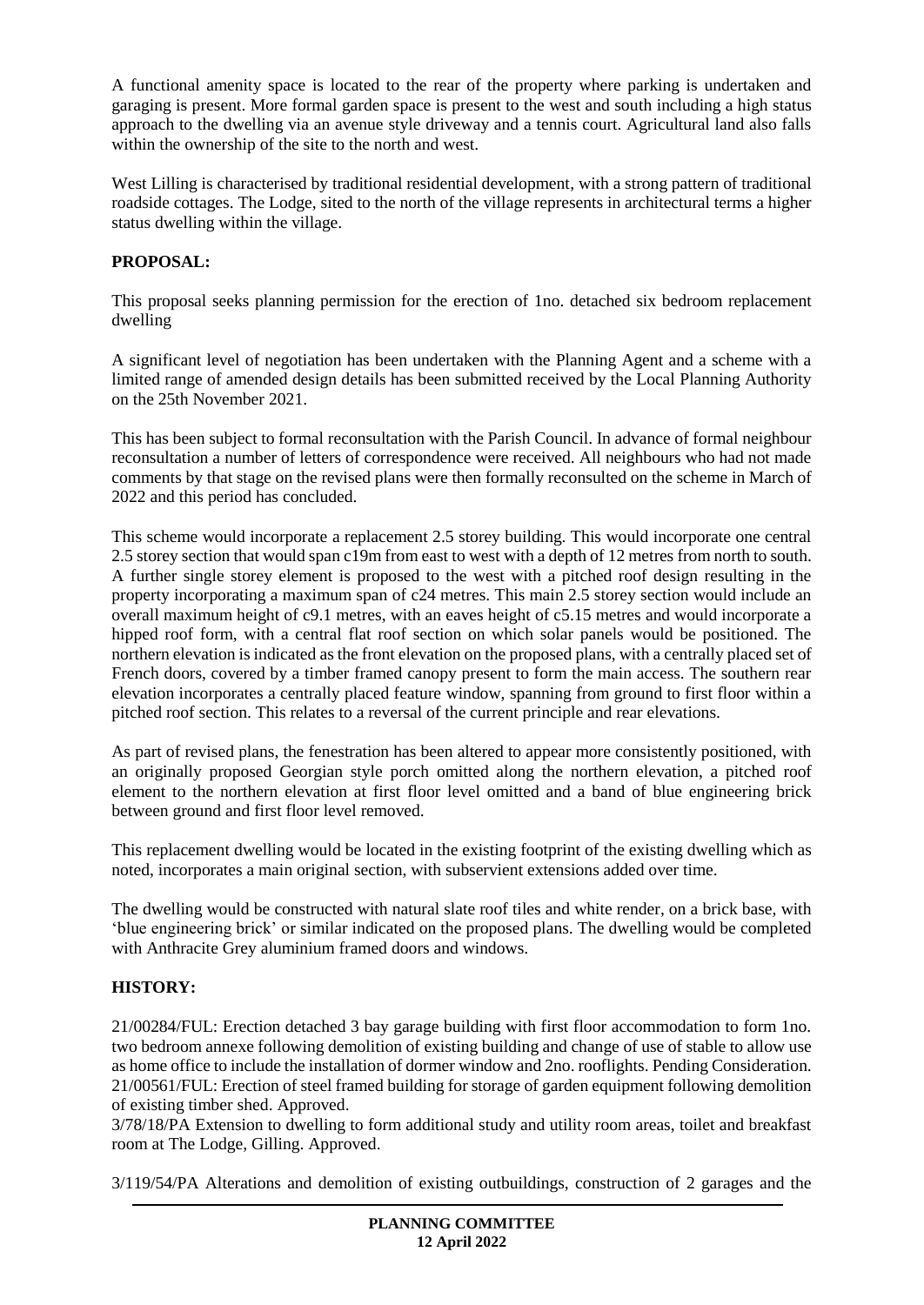A functional amenity space is located to the rear of the property where parking is undertaken and garaging is present. More formal garden space is present to the west and south including a high status approach to the dwelling via an avenue style driveway and a tennis court. Agricultural land also falls within the ownership of the site to the north and west.

West Lilling is characterised by traditional residential development, with a strong pattern of traditional roadside cottages. The Lodge, sited to the north of the village represents in architectural terms a higher status dwelling within the village.

## PROPOSAL:

This proposal seeks planning permission for the erection of 1no. detached six bedroom replacement dwelling

A significant level of negotiation has been undertaken with the Planning Agent and a scheme with a limited range of amended design details has been submitted received by the Local Planning Authority on the 25th November 2021.

This has been subject to formal reconsultation with the Parish Council. In advance of formal neighbour reconsultation a number of letters of correspondence were received. All neighbours who had not made comments by that stage on the revised plans were then formally reconsulted on the scheme in March of 2022 and this period has concluded.

This scheme would incorporate a replacement 2.5 storey building. This would incorporate one central 2.5 storey section that would span c19m from east to west with a depth of 12 metres from north to south. A further single storey element is proposed to the west with a pitched roof design resulting in the property incorporating a maximum span of c24 metres. This main 2.5 storey section would include an overall maximum height of c9.1 metres, with an eaves height of c5.15 metres and would incorporate a hipped roof form, with a central flat roof section on which solar panels would be positioned. The northern elevation is indicated as the front elevation on the proposed plans, with a centrally placed set of French doors, covered by a timber framed canopy present to form the main access. The southern rear elevation incorporates a centrally placed feature window, spanning from ground to first floor within a pitched roof section. This relates to a reversal of the current principle and rear elevations.

As part of revised plans, the fenestration has been altered to appear more consistently positioned, with an originally proposed Georgian style porch omitted along the northern elevation, a pitched roof element to the northern elevation at first floor level omitted and a band of blue engineering brick between ground and first floor level removed.

This replacement dwelling would be located in the existing footprint of the existing dwelling which as noted, incorporates a main original section, with subservient extensions added over time.

The dwelling would be constructed with natural slate roof tiles and white render, on a brick base, with 'blue engineering brick' or similar indicated on the proposed plans. The dwelling would be completed with Anthracite Grey aluminium framed doors and windows.

## HISTORY:

21/00284/FUL: Erection detached 3 bay garage building with first floor accommodation to form 1no. two bedroom annexe following demolition of existing building and change of use of stable to allow use as home office to include the installation of dormer window and 2no. rooflights. Pending Consideration.
21/00561/FUL: Erection of steel framed building for storage of garden equipment following demolition of existing timber shed. Approved.
3/78/18/PA Extension to dwelling to form additional study and utility room areas, toilet and breakfast room at The Lodge, Gilling. Approved.

3/119/54/PA Alterations and demolition of existing outbuildings, construction of 2 garages and the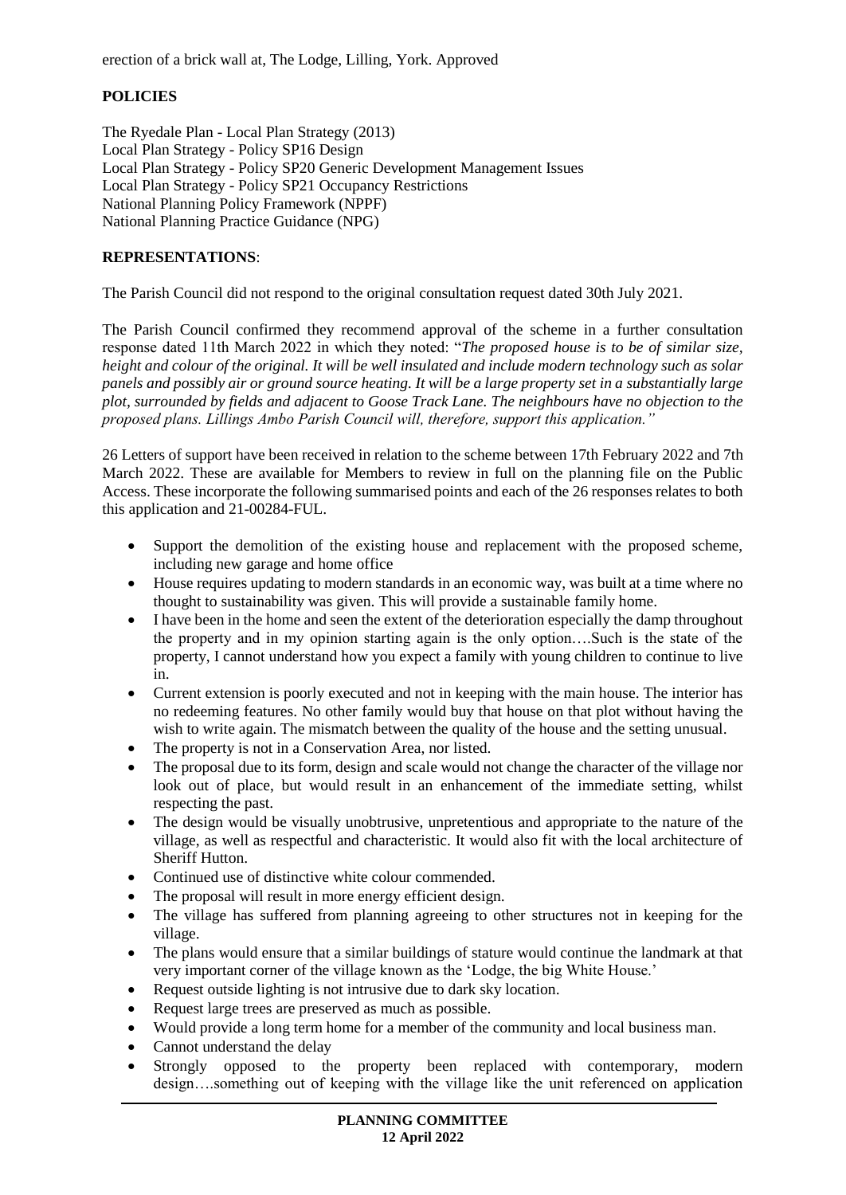erection of a brick wall at, The Lodge, Lilling, York. Approved

## POLICIES

The Ryedale Plan - Local Plan Strategy (2013)
Local Plan Strategy - Policy SP16 Design
Local Plan Strategy - Policy SP20 Generic Development Management Issues
Local Plan Strategy - Policy SP21 Occupancy Restrictions
National Planning Policy Framework (NPPF)
National Planning Practice Guidance (NPG)

## REPRESENTATIONS:

The Parish Council did not respond to the original consultation request dated 30th July 2021.

The Parish Council confirmed they recommend approval of the scheme in a further consultation response dated 11th March 2022 in which they noted: "*The proposed house is to be of similar size, height and colour of the original. It will be well insulated and include modern technology such as solar panels and possibly air or ground source heating. It will be a large property set in a substantially large plot, surrounded by fields and adjacent to Goose Track Lane. The neighbours have no objection to the proposed plans. Lillings Ambo Parish Council will, therefore, support this application.*"

26 Letters of support have been received in relation to the scheme between 17th February 2022 and 7th March 2022. These are available for Members to review in full on the planning file on the Public Access. These incorporate the following summarised points and each of the 26 responses relates to both this application and 21-00284-FUL.

- Support the demolition of the existing house and replacement with the proposed scheme, including new garage and home office
- House requires updating to modern standards in an economic way, was built at a time where no thought to sustainability was given. This will provide a sustainable family home.
- I have been in the home and seen the extent of the deterioration especially the damp throughout the property and in my opinion starting again is the only option….Such is the state of the property, I cannot understand how you expect a family with young children to continue to live in.
- Current extension is poorly executed and not in keeping with the main house. The interior has no redeeming features. No other family would buy that house on that plot without having the wish to write again. The mismatch between the quality of the house and the setting unusual.
- The property is not in a Conservation Area, nor listed.
- The proposal due to its form, design and scale would not change the character of the village nor look out of place, but would result in an enhancement of the immediate setting, whilst respecting the past.
- The design would be visually unobtrusive, unpretentious and appropriate to the nature of the village, as well as respectful and characteristic. It would also fit with the local architecture of Sheriff Hutton.
- Continued use of distinctive white colour commended.
- The proposal will result in more energy efficient design.
- The village has suffered from planning agreeing to other structures not in keeping for the village.
- The plans would ensure that a similar buildings of stature would continue the landmark at that very important corner of the village known as the 'Lodge, the big White House.'
- Request outside lighting is not intrusive due to dark sky location.
- Request large trees are preserved as much as possible.
- Would provide a long term home for a member of the community and local business man.
- Cannot understand the delay
- Strongly opposed to the property been replaced with contemporary, modern design….something out of keeping with the village like the unit referenced on application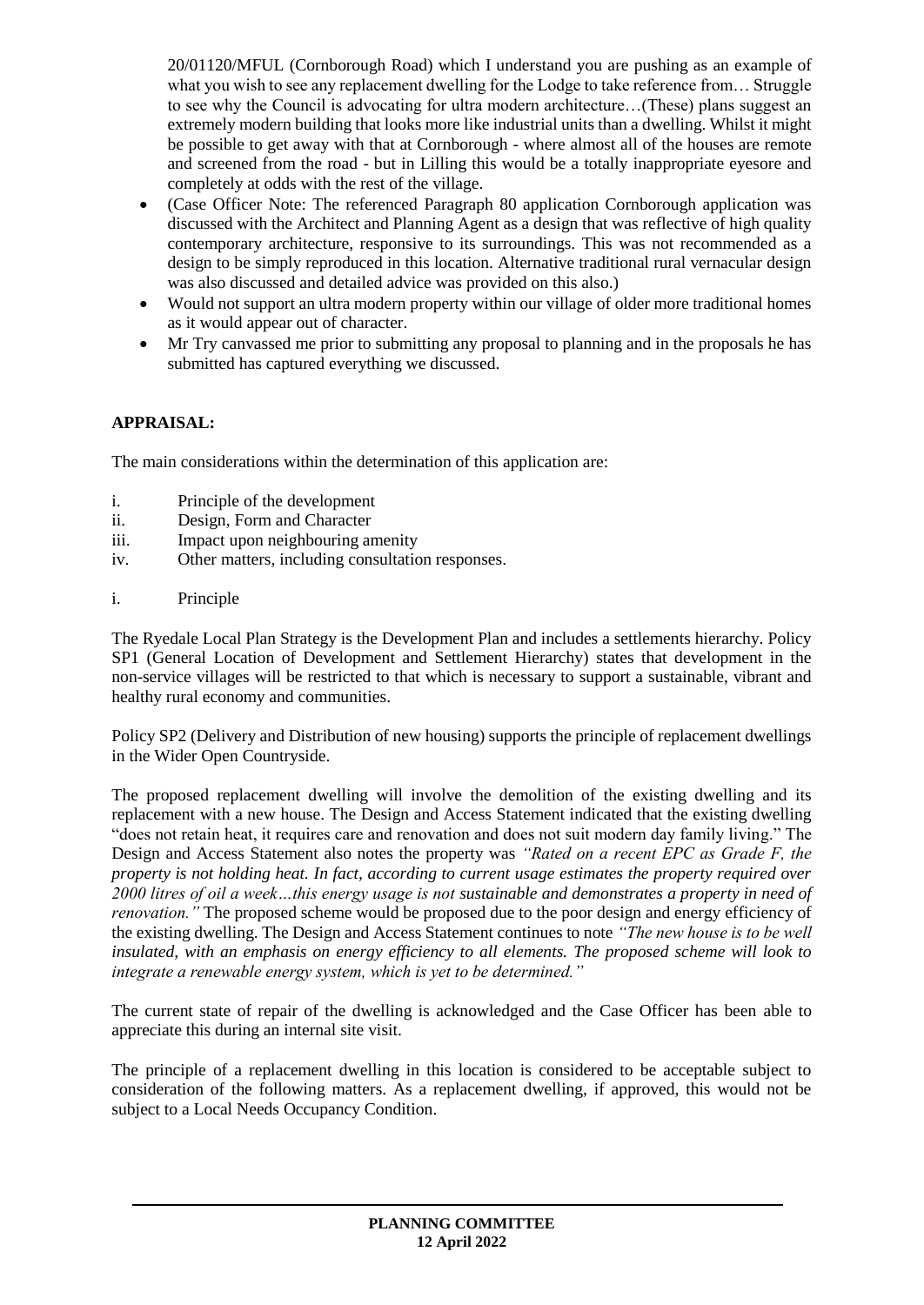20/01120/MFUL (Cornborough Road) which I understand you are pushing as an example of what you wish to see any replacement dwelling for the Lodge to take reference from… Struggle to see why the Council is advocating for ultra modern architecture…(These) plans suggest an extremely modern building that looks more like industrial units than a dwelling. Whilst it might be possible to get away with that at Cornborough - where almost all of the houses are remote and screened from the road - but in Lilling this would be a totally inappropriate eyesore and completely at odds with the rest of the village.

- (Case Officer Note: The referenced Paragraph 80 application Cornborough application was discussed with the Architect and Planning Agent as a design that was reflective of high quality contemporary architecture, responsive to its surroundings. This was not recommended as a design to be simply reproduced in this location. Alternative traditional rural vernacular design was also discussed and detailed advice was provided on this also.)
- Would not support an ultra modern property within our village of older more traditional homes as it would appear out of character.
- Mr Try canvassed me prior to submitting any proposal to planning and in the proposals he has submitted has captured everything we discussed.

**APPRAISAL:**

The main considerations within the determination of this application are:

i. Principle of the development
ii. Design, Form and Character
iii. Impact upon neighbouring amenity
iv. Other matters, including consultation responses.

i. Principle

The Ryedale Local Plan Strategy is the Development Plan and includes a settlements hierarchy. Policy SP1 (General Location of Development and Settlement Hierarchy) states that development in the non-service villages will be restricted to that which is necessary to support a sustainable, vibrant and healthy rural economy and communities.

Policy SP2 (Delivery and Distribution of new housing) supports the principle of replacement dwellings in the Wider Open Countryside.

The proposed replacement dwelling will involve the demolition of the existing dwelling and its replacement with a new house. The Design and Access Statement indicated that the existing dwelling "does not retain heat, it requires care and renovation and does not suit modern day family living." The Design and Access Statement also notes the property was *"Rated on a recent EPC as Grade F, the property is not holding heat. In fact, according to current usage estimates the property required over 2000 litres of oil a week…this energy usage is not sustainable and demonstrates a property in need of renovation."* The proposed scheme would be proposed due to the poor design and energy efficiency of the existing dwelling. The Design and Access Statement continues to note *"The new house is to be well insulated, with an emphasis on energy efficiency to all elements. The proposed scheme will look to integrate a renewable energy system, which is yet to be determined."*

The current state of repair of the dwelling is acknowledged and the Case Officer has been able to appreciate this during an internal site visit.

The principle of a replacement dwelling in this location is considered to be acceptable subject to consideration of the following matters. As a replacement dwelling, if approved, this would not be subject to a Local Needs Occupancy Condition.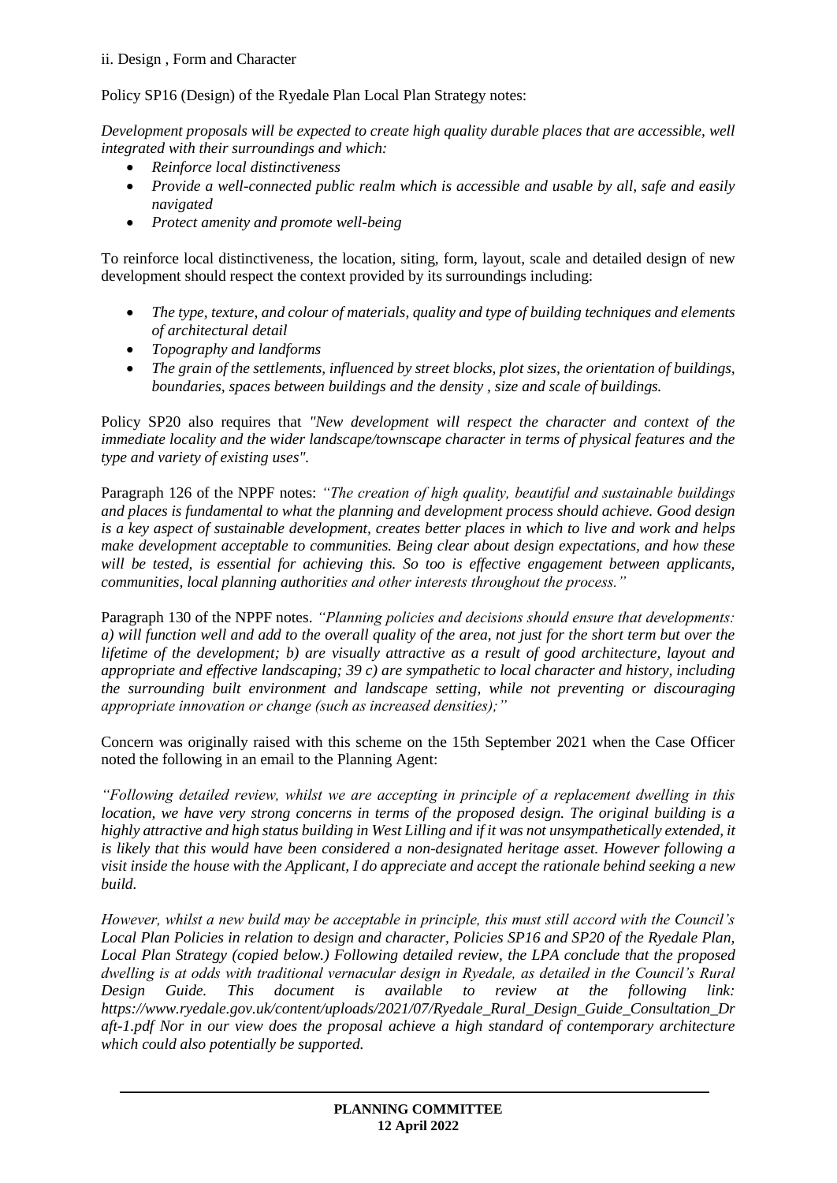ii. Design , Form and Character

Policy SP16 (Design) of the Ryedale Plan Local Plan Strategy notes:

*Development proposals will be expected to create high quality durable places that are accessible, well integrated with their surroundings and which:*

- *Reinforce local distinctiveness*
- *Provide a well-connected public realm which is accessible and usable by all, safe and easily navigated*
- *Protect amenity and promote well-being*

To reinforce local distinctiveness, the location, siting, form, layout, scale and detailed design of new development should respect the context provided by its surroundings including:

- *The type, texture, and colour of materials, quality and type of building techniques and elements of architectural detail*
- *Topography and landforms*
- *The grain of the settlements, influenced by street blocks, plot sizes, the orientation of buildings, boundaries, spaces between buildings and the density , size and scale of buildings.*

Policy SP20 also requires that *"New development will respect the character and context of the immediate locality and the wider landscape/townscape character in terms of physical features and the type and variety of existing uses".*

Paragraph 126 of the NPPF notes: *"The creation of high quality, beautiful and sustainable buildings and places is fundamental to what the planning and development process should achieve. Good design is a key aspect of sustainable development, creates better places in which to live and work and helps make development acceptable to communities. Being clear about design expectations, and how these will be tested, is essential for achieving this. So too is effective engagement between applicants, communities, local planning authorities and other interests throughout the process."*

Paragraph 130 of the NPPF notes. *"Planning policies and decisions should ensure that developments: a) will function well and add to the overall quality of the area, not just for the short term but over the lifetime of the development; b) are visually attractive as a result of good architecture, layout and appropriate and effective landscaping; 39 c) are sympathetic to local character and history, including the surrounding built environment and landscape setting, while not preventing or discouraging appropriate innovation or change (such as increased densities);"*

Concern was originally raised with this scheme on the 15th September 2021 when the Case Officer noted the following in an email to the Planning Agent:

*"Following detailed review, whilst we are accepting in principle of a replacement dwelling in this location, we have very strong concerns in terms of the proposed design. The original building is a highly attractive and high status building in West Lilling and if it was not unsympathetically extended, it is likely that this would have been considered a non-designated heritage asset. However following a visit inside the house with the Applicant, I do appreciate and accept the rationale behind seeking a new build.*

*However, whilst a new build may be acceptable in principle, this must still accord with the Council's Local Plan Policies in relation to design and character, Policies SP16 and SP20 of the Ryedale Plan, Local Plan Strategy (copied below.) Following detailed review, the LPA conclude that the proposed dwelling is at odds with traditional vernacular design in Ryedale, as detailed in the Council's Rural Design Guide. This document is available to review at the following link: https://www.ryedale.gov.uk/content/uploads/2021/07/Ryedale_Rural_Design_Guide_Consultation_Draft-1.pdf Nor in our view does the proposal achieve a high standard of contemporary architecture which could also potentially be supported.*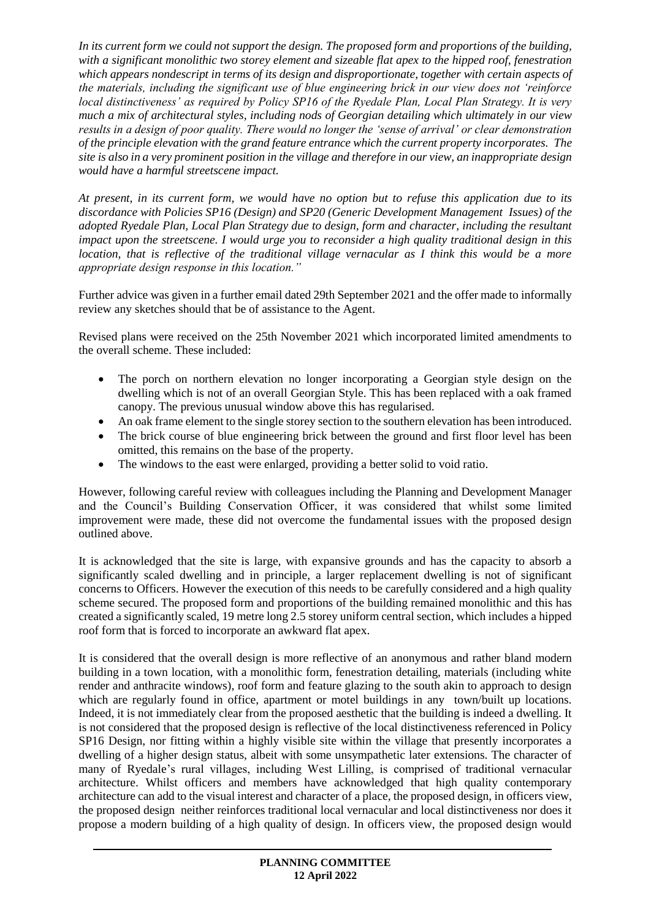*In its current form we could not support the design. The proposed form and proportions of the building, with a significant monolithic two storey element and sizeable flat apex to the hipped roof, fenestration which appears nondescript in terms of its design and disproportionate, together with certain aspects of the materials, including the significant use of blue engineering brick in our view does not 'reinforce local distinctiveness' as required by Policy SP16 of the Ryedale Plan, Local Plan Strategy. It is very much a mix of architectural styles, including nods of Georgian detailing which ultimately in our view results in a design of poor quality. There would no longer the 'sense of arrival' or clear demonstration of the principle elevation with the grand feature entrance which the current property incorporates. The site is also in a very prominent position in the village and therefore in our view, an inappropriate design would have a harmful streetscene impact.*

*At present, in its current form, we would have no option but to refuse this application due to its discordance with Policies SP16 (Design) and SP20 (Generic Development Management Issues) of the adopted Ryedale Plan, Local Plan Strategy due to design, form and character, including the resultant impact upon the streetscene. I would urge you to reconsider a high quality traditional design in this location, that is reflective of the traditional village vernacular as I think this would be a more appropriate design response in this location."*

Further advice was given in a further email dated 29th September 2021 and the offer made to informally review any sketches should that be of assistance to the Agent.

Revised plans were received on the 25th November 2021 which incorporated limited amendments to the overall scheme. These included:

- The porch on northern elevation no longer incorporating a Georgian style design on the dwelling which is not of an overall Georgian Style. This has been replaced with a oak framed canopy. The previous unusual window above this has regularised.
- An oak frame element to the single storey section to the southern elevation has been introduced.
- The brick course of blue engineering brick between the ground and first floor level has been omitted, this remains on the base of the property.
- The windows to the east were enlarged, providing a better solid to void ratio.

However, following careful review with colleagues including the Planning and Development Manager and the Council's Building Conservation Officer, it was considered that whilst some limited improvement were made, these did not overcome the fundamental issues with the proposed design outlined above.

It is acknowledged that the site is large, with expansive grounds and has the capacity to absorb a significantly scaled dwelling and in principle, a larger replacement dwelling is not of significant concerns to Officers. However the execution of this needs to be carefully considered and a high quality scheme secured. The proposed form and proportions of the building remained monolithic and this has created a significantly scaled, 19 metre long 2.5 storey uniform central section, which includes a hipped roof form that is forced to incorporate an awkward flat apex.

It is considered that the overall design is more reflective of an anonymous and rather bland modern building in a town location, with a monolithic form, fenestration detailing, materials (including white render and anthracite windows), roof form and feature glazing to the south akin to approach to design which are regularly found in office, apartment or motel buildings in any town/built up locations. Indeed, it is not immediately clear from the proposed aesthetic that the building is indeed a dwelling. It is not considered that the proposed design is reflective of the local distinctiveness referenced in Policy SP16 Design, nor fitting within a highly visible site within the village that presently incorporates a dwelling of a higher design status, albeit with some unsympathetic later extensions. The character of many of Ryedale's rural villages, including West Lilling, is comprised of traditional vernacular architecture. Whilst officers and members have acknowledged that high quality contemporary architecture can add to the visual interest and character of a place, the proposed design, in officers view, the proposed design neither reinforces traditional local vernacular and local distinctiveness nor does it propose a modern building of a high quality of design. In officers view, the proposed design would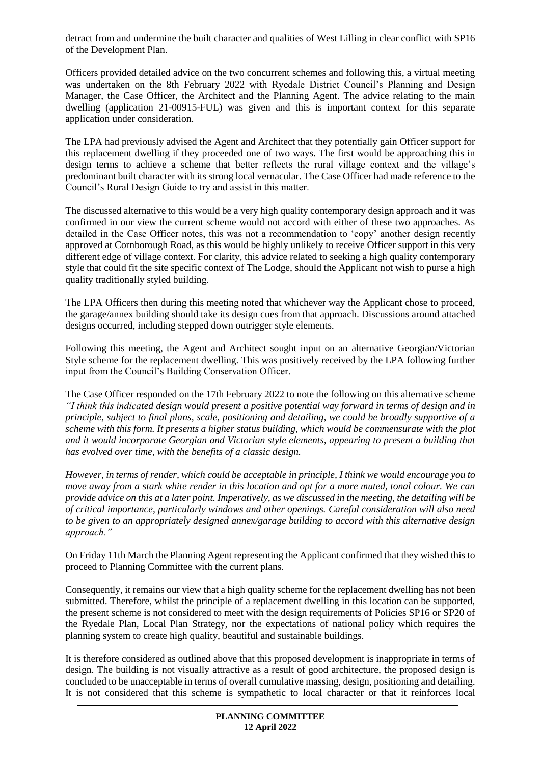detract from and undermine the built character and qualities of West Lilling in clear conflict with SP16 of the Development Plan.

Officers provided detailed advice on the two concurrent schemes and following this, a virtual meeting was undertaken on the 8th February 2022 with Ryedale District Council's Planning and Design Manager, the Case Officer, the Architect and the Planning Agent. The advice relating to the main dwelling (application 21-00915-FUL) was given and this is important context for this separate application under consideration.

The LPA had previously advised the Agent and Architect that they potentially gain Officer support for this replacement dwelling if they proceeded one of two ways. The first would be approaching this in design terms to achieve a scheme that better reflects the rural village context and the village's predominant built character with its strong local vernacular. The Case Officer had made reference to the Council's Rural Design Guide to try and assist in this matter.

The discussed alternative to this would be a very high quality contemporary design approach and it was confirmed in our view the current scheme would not accord with either of these two approaches. As detailed in the Case Officer notes, this was not a recommendation to 'copy' another design recently approved at Cornborough Road, as this would be highly unlikely to receive Officer support in this very different edge of village context. For clarity, this advice related to seeking a high quality contemporary style that could fit the site specific context of The Lodge, should the Applicant not wish to purse a high quality traditionally styled building.

The LPA Officers then during this meeting noted that whichever way the Applicant chose to proceed, the garage/annex building should take its design cues from that approach. Discussions around attached designs occurred, including stepped down outrigger style elements.

Following this meeting, the Agent and Architect sought input on an alternative Georgian/Victorian Style scheme for the replacement dwelling. This was positively received by the LPA following further input from the Council's Building Conservation Officer.

The Case Officer responded on the 17th February 2022 to note the following on this alternative scheme *"I think this indicated design would present a positive potential way forward in terms of design and in principle, subject to final plans, scale, positioning and detailing, we could be broadly supportive of a scheme with this form. It presents a higher status building, which would be commensurate with the plot and it would incorporate Georgian and Victorian style elements, appearing to present a building that has evolved over time, with the benefits of a classic design.*

*However, in terms of render, which could be acceptable in principle, I think we would encourage you to move away from a stark white render in this location and opt for a more muted, tonal colour. We can provide advice on this at a later point. Imperatively, as we discussed in the meeting, the detailing will be of critical importance, particularly windows and other openings. Careful consideration will also need to be given to an appropriately designed annex/garage building to accord with this alternative design approach."*

On Friday 11th March the Planning Agent representing the Applicant confirmed that they wished this to proceed to Planning Committee with the current plans.

Consequently, it remains our view that a high quality scheme for the replacement dwelling has not been submitted. Therefore, whilst the principle of a replacement dwelling in this location can be supported, the present scheme is not considered to meet with the design requirements of Policies SP16 or SP20 of the Ryedale Plan, Local Plan Strategy, nor the expectations of national policy which requires the planning system to create high quality, beautiful and sustainable buildings.

It is therefore considered as outlined above that this proposed development is inappropriate in terms of design. The building is not visually attractive as a result of good architecture, the proposed design is concluded to be unacceptable in terms of overall cumulative massing, design, positioning and detailing. It is not considered that this scheme is sympathetic to local character or that it reinforces local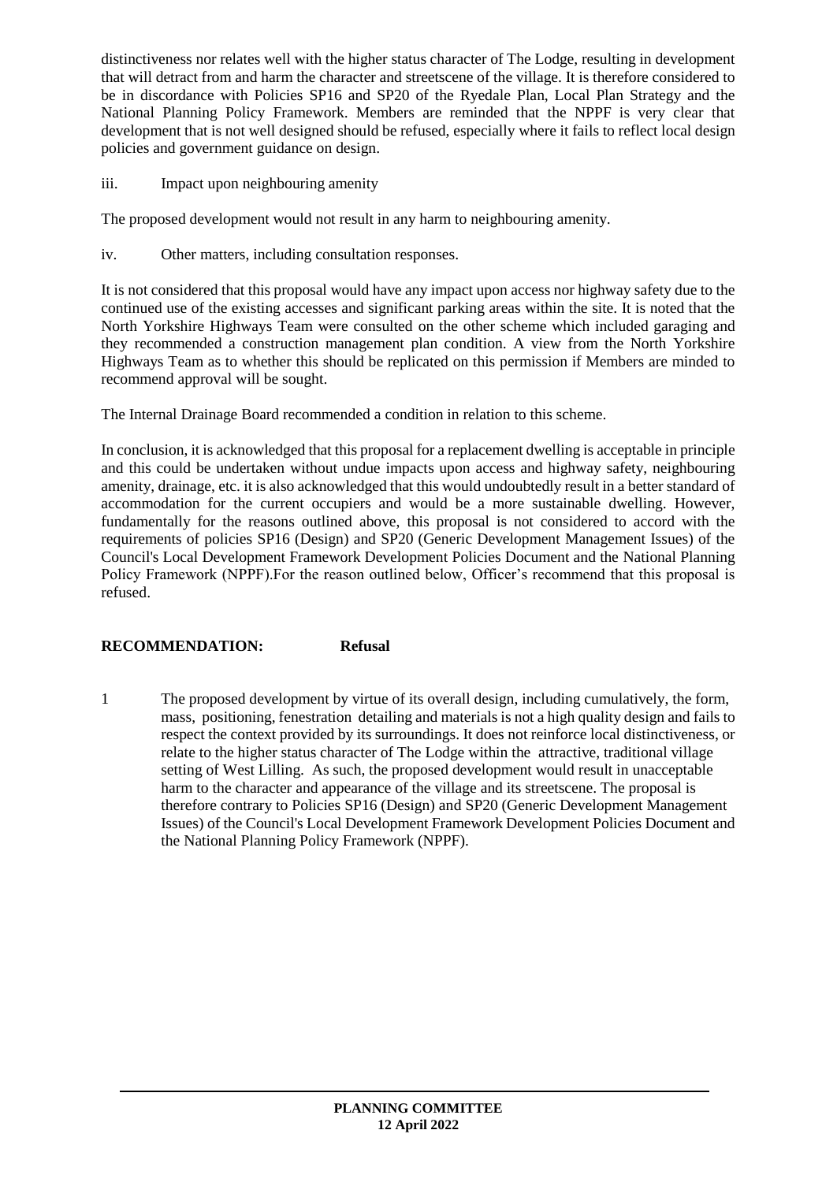distinctiveness nor relates well with the higher status character of The Lodge, resulting in development that will detract from and harm the character and streetscene of the village. It is therefore considered to be in discordance with Policies SP16 and SP20 of the Ryedale Plan, Local Plan Strategy and the National Planning Policy Framework. Members are reminded that the NPPF is very clear that development that is not well designed should be refused, especially where it fails to reflect local design policies and government guidance on design.

iii. Impact upon neighbouring amenity

The proposed development would not result in any harm to neighbouring amenity.

iv. Other matters, including consultation responses.

It is not considered that this proposal would have any impact upon access nor highway safety due to the continued use of the existing accesses and significant parking areas within the site. It is noted that the North Yorkshire Highways Team were consulted on the other scheme which included garaging and they recommended a construction management plan condition. A view from the North Yorkshire Highways Team as to whether this should be replicated on this permission if Members are minded to recommend approval will be sought.

The Internal Drainage Board recommended a condition in relation to this scheme.

In conclusion, it is acknowledged that this proposal for a replacement dwelling is acceptable in principle and this could be undertaken without undue impacts upon access and highway safety, neighbouring amenity, drainage, etc. it is also acknowledged that this would undoubtedly result in a better standard of accommodation for the current occupiers and would be a more sustainable dwelling. However, fundamentally for the reasons outlined above, this proposal is not considered to accord with the requirements of policies SP16 (Design) and SP20 (Generic Development Management Issues) of the Council's Local Development Framework Development Policies Document and the National Planning Policy Framework (NPPF).For the reason outlined below, Officer's recommend that this proposal is refused.

**RECOMMENDATION: Refusal**

1 The proposed development by virtue of its overall design, including cumulatively, the form, mass, positioning, fenestration detailing and materials is not a high quality design and fails to respect the context provided by its surroundings. It does not reinforce local distinctiveness, or relate to the higher status character of The Lodge within the attractive, traditional village setting of West Lilling. As such, the proposed development would result in unacceptable harm to the character and appearance of the village and its streetscene. The proposal is therefore contrary to Policies SP16 (Design) and SP20 (Generic Development Management Issues) of the Council's Local Development Framework Development Policies Document and the National Planning Policy Framework (NPPF).